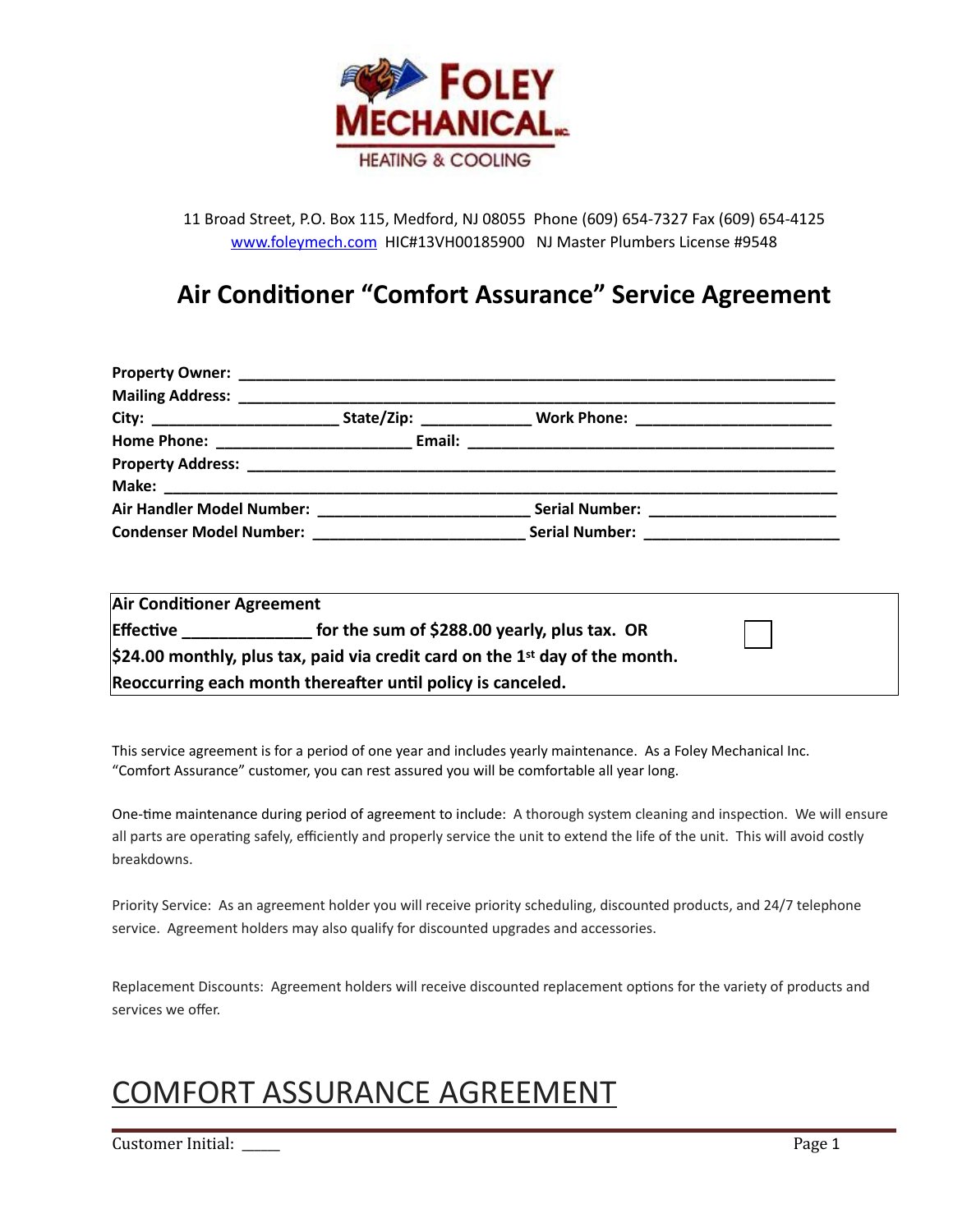11 Broad Street, P.O. Box 115, Medford, NJ 08055 Phone (609) 654-7327 Fax (609) 654-4125
www.foleymech.com HIC#13VH00185900 NJ Master Plumbers License #9548

## Air Conditioner "Comfort Assurance" Service Agreement

**Property Owner:** ____________________________________________________________
**Mailing Address:** ____________________________________________________________
**City:** ______________________ **State/Zip:** _____________ **Work Phone:** ________________________
**Home Phone:** ______________________ **Email:** ____________________________________________
**Property Address:** __________________________________________________________
**Make:** ______________________________________________________________________
**Air Handler Model Number:** ________________________ **Serial Number:** ______________________
**Condenser Model Number:** ________________________ **Serial Number:** ______________________

| | |
|---|---|
| **Air Conditioner Agreement** | |
| **Effective ______________ for the sum of $288.00 yearly, plus tax. OR** | ☐ |
| **$24.00 monthly, plus tax, paid via credit card on the 1st day of the month.** | |
| **Reoccurring each month thereafter until policy is canceled.** | |

This service agreement is for a period of one year and includes yearly maintenance. As a Foley Mechanical Inc. "Comfort Assurance" customer, you can rest assured you will be comfortable all year long.

One-time maintenance during period of agreement to include: A thorough system cleaning and inspection. We will ensure all parts are operating safely, efficiently and properly service the unit to extend the life of the unit. This will avoid costly breakdowns.

Priority Service: As an agreement holder you will receive priority scheduling, discounted products, and 24/7 telephone service. Agreement holders may also qualify for discounted upgrades and accessories.

Replacement Discounts: Agreement holders will receive discounted replacement options for the variety of products and services we offer.

# COMFORT ASSURANCE AGREEMENT

Customer Initial: _____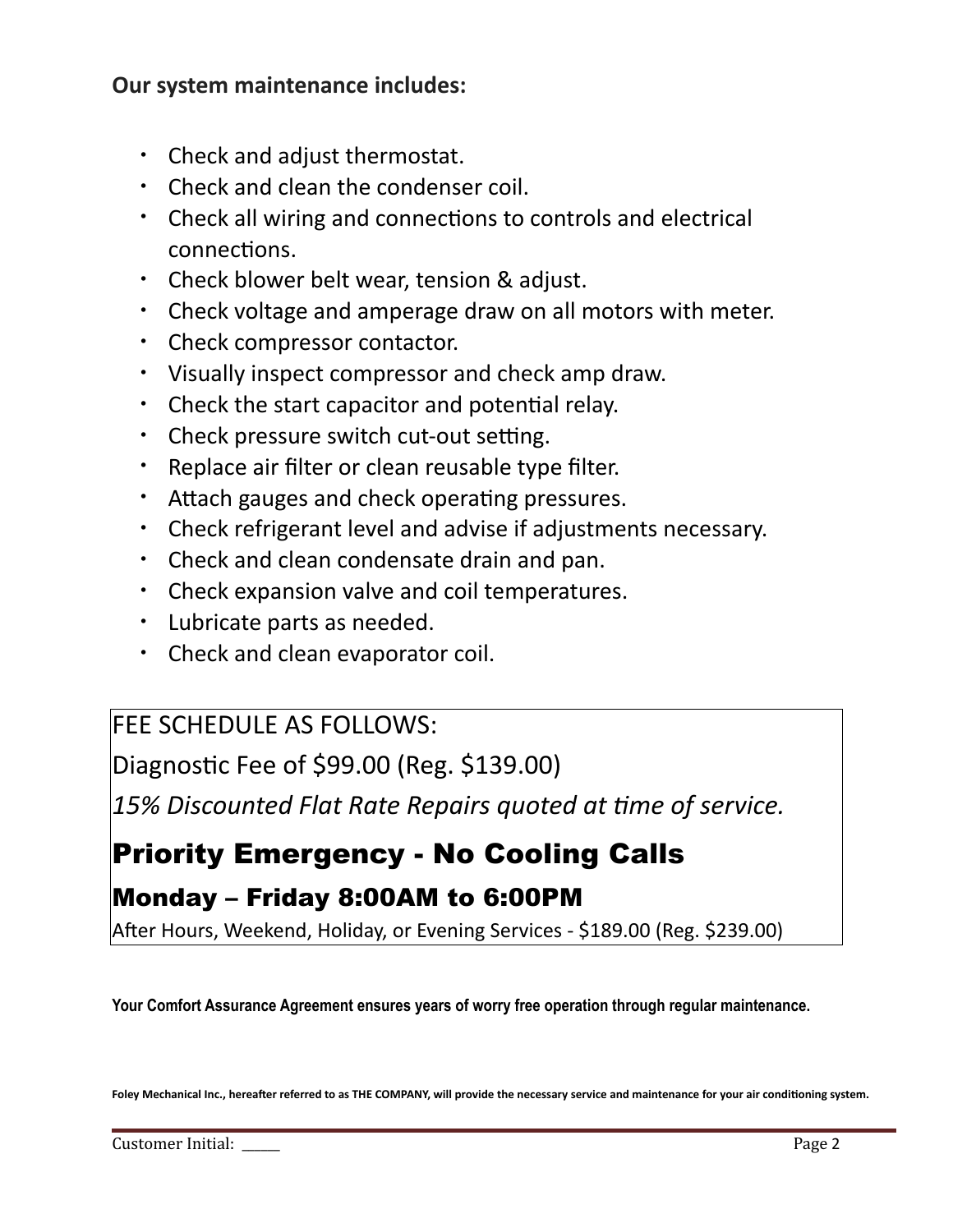**Our system maintenance includes:**

- Check and adjust thermostat.
- Check and clean the condenser coil.
- Check all wiring and connections to controls and electrical connections.
- Check blower belt wear, tension & adjust.
- Check voltage and amperage draw on all motors with meter.
- Check compressor contactor.
- Visually inspect compressor and check amp draw.
- Check the start capacitor and potential relay.
- Check pressure switch cut-out setting.
- Replace air filter or clean reusable type filter.
- Attach gauges and check operating pressures.
- Check refrigerant level and advise if adjustments necessary.
- Check and clean condensate drain and pan.
- Check expansion valve and coil temperatures.
- Lubricate parts as needed.
- Check and clean evaporator coil.

FEE SCHEDULE AS FOLLOWS:

Diagnostic Fee of $99.00 (Reg. $139.00)

*15% Discounted Flat Rate Repairs quoted at time of service.*

## Priority Emergency - No Cooling Calls

### Monday – Friday 8:00AM to 6:00PM

After Hours, Weekend, Holiday, or Evening Services - $189.00 (Reg. $239.00)

**Your Comfort Assurance Agreement ensures years of worry free operation through regular maintenance.**

**Foley Mechanical Inc., hereafter referred to as THE COMPANY, will provide the necessary service and maintenance for your air conditioning system.**

Customer Initial: _____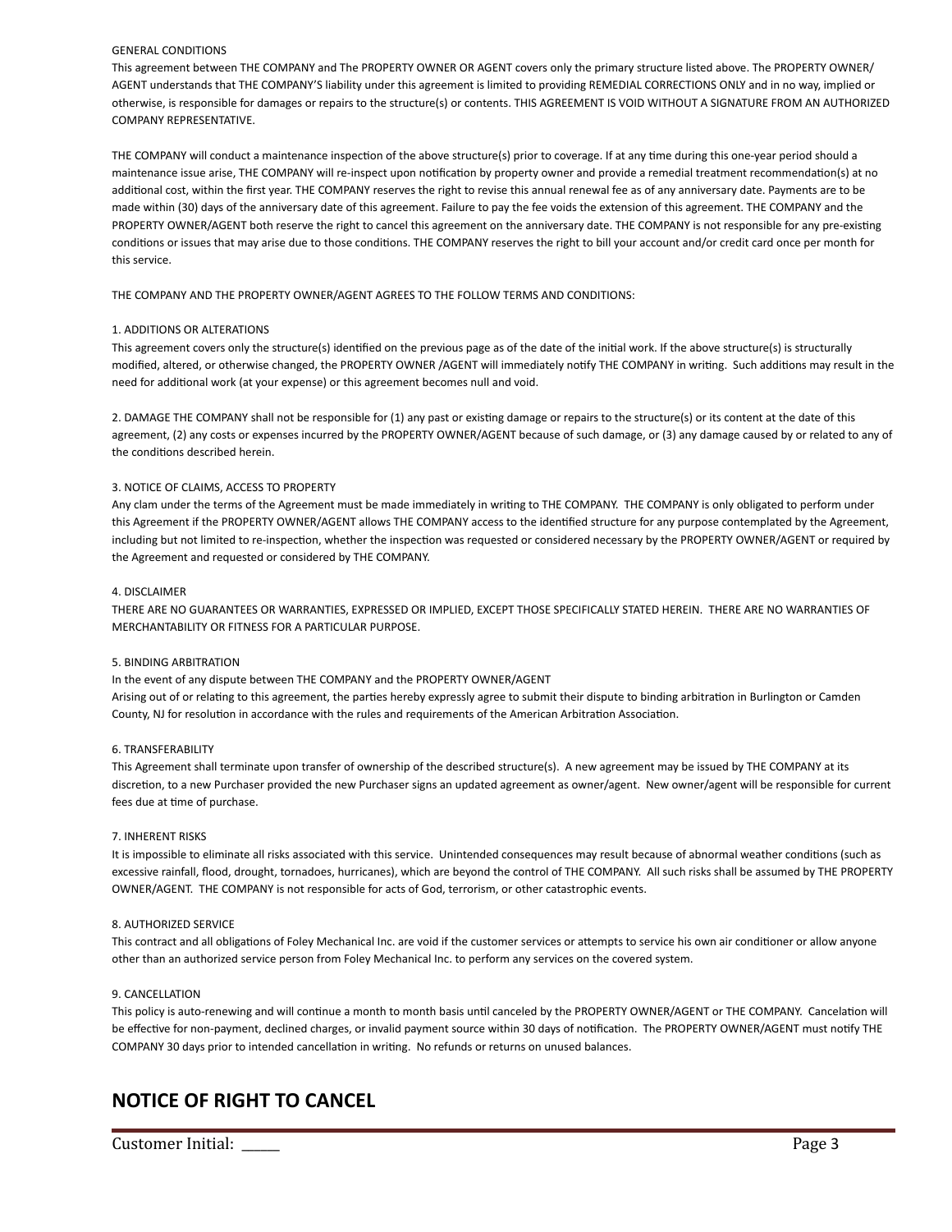GENERAL CONDITIONS

This agreement between THE COMPANY and The PROPERTY OWNER OR AGENT covers only the primary structure listed above. The PROPERTY OWNER/ AGENT understands that THE COMPANY'S liability under this agreement is limited to providing REMEDIAL CORRECTIONS ONLY and in no way, implied or otherwise, is responsible for damages or repairs to the structure(s) or contents. THIS AGREEMENT IS VOID WITHOUT A SIGNATURE FROM AN AUTHORIZED COMPANY REPRESENTATIVE.

THE COMPANY will conduct a maintenance inspection of the above structure(s) prior to coverage. If at any time during this one-year period should a maintenance issue arise, THE COMPANY will re-inspect upon notification by property owner and provide a remedial treatment recommendation(s) at no additional cost, within the first year. THE COMPANY reserves the right to revise this annual renewal fee as of any anniversary date. Payments are to be made within (30) days of the anniversary date of this agreement. Failure to pay the fee voids the extension of this agreement. THE COMPANY and the PROPERTY OWNER/AGENT both reserve the right to cancel this agreement on the anniversary date. THE COMPANY is not responsible for any pre-existing conditions or issues that may arise due to those conditions. THE COMPANY reserves the right to bill your account and/or credit card once per month for this service.

THE COMPANY AND THE PROPERTY OWNER/AGENT AGREES TO THE FOLLOW TERMS AND CONDITIONS:

1. ADDITIONS OR ALTERATIONS

This agreement covers only the structure(s) identified on the previous page as of the date of the initial work. If the above structure(s) is structurally modified, altered, or otherwise changed, the PROPERTY OWNER /AGENT will immediately notify THE COMPANY in writing. Such additions may result in the need for additional work (at your expense) or this agreement becomes null and void.

2. DAMAGE THE COMPANY shall not be responsible for (1) any past or existing damage or repairs to the structure(s) or its content at the date of this agreement, (2) any costs or expenses incurred by the PROPERTY OWNER/AGENT because of such damage, or (3) any damage caused by or related to any of the conditions described herein.

3. NOTICE OF CLAIMS, ACCESS TO PROPERTY

Any clam under the terms of the Agreement must be made immediately in writing to THE COMPANY. THE COMPANY is only obligated to perform under this Agreement if the PROPERTY OWNER/AGENT allows THE COMPANY access to the identified structure for any purpose contemplated by the Agreement, including but not limited to re-inspection, whether the inspection was requested or considered necessary by the PROPERTY OWNER/AGENT or required by the Agreement and requested or considered by THE COMPANY.

4. DISCLAIMER

THERE ARE NO GUARANTEES OR WARRANTIES, EXPRESSED OR IMPLIED, EXCEPT THOSE SPECIFICALLY STATED HEREIN. THERE ARE NO WARRANTIES OF MERCHANTABILITY OR FITNESS FOR A PARTICULAR PURPOSE.

5. BINDING ARBITRATION

In the event of any dispute between THE COMPANY and the PROPERTY OWNER/AGENT

Arising out of or relating to this agreement, the parties hereby expressly agree to submit their dispute to binding arbitration in Burlington or Camden County, NJ for resolution in accordance with the rules and requirements of the American Arbitration Association.

6. TRANSFERABILITY

This Agreement shall terminate upon transfer of ownership of the described structure(s). A new agreement may be issued by THE COMPANY at its discretion, to a new Purchaser provided the new Purchaser signs an updated agreement as owner/agent. New owner/agent will be responsible for current fees due at time of purchase.

7. INHERENT RISKS

It is impossible to eliminate all risks associated with this service. Unintended consequences may result because of abnormal weather conditions (such as excessive rainfall, flood, drought, tornadoes, hurricanes), which are beyond the control of THE COMPANY. All such risks shall be assumed by THE PROPERTY OWNER/AGENT. THE COMPANY is not responsible for acts of God, terrorism, or other catastrophic events.

8. AUTHORIZED SERVICE

This contract and all obligations of Foley Mechanical Inc. are void if the customer services or attempts to service his own air conditioner or allow anyone other than an authorized service person from Foley Mechanical Inc. to perform any services on the covered system.

9. CANCELLATION

This policy is auto-renewing and will continue a month to month basis until canceled by the PROPERTY OWNER/AGENT or THE COMPANY. Cancelation will be effective for non-payment, declined charges, or invalid payment source within 30 days of notification. The PROPERTY OWNER/AGENT must notify THE COMPANY 30 days prior to intended cancellation in writing. No refunds or returns on unused balances.

## NOTICE OF RIGHT TO CANCEL

Customer Initial: _____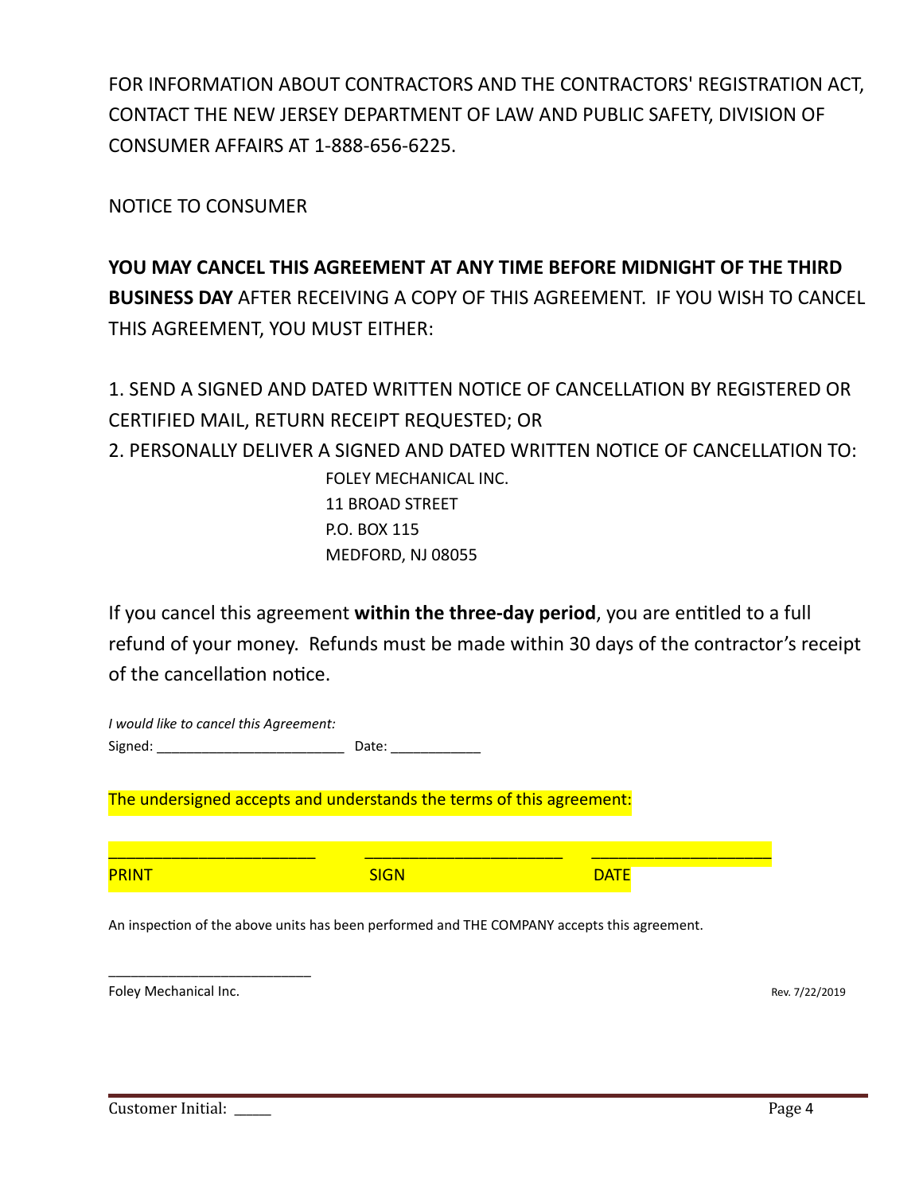FOR INFORMATION ABOUT CONTRACTORS AND THE CONTRACTORS' REGISTRATION ACT, CONTACT THE NEW JERSEY DEPARTMENT OF LAW AND PUBLIC SAFETY, DIVISION OF CONSUMER AFFAIRS AT 1-888-656-6225.

NOTICE TO CONSUMER

**YOU MAY CANCEL THIS AGREEMENT AT ANY TIME BEFORE MIDNIGHT OF THE THIRD BUSINESS DAY** AFTER RECEIVING A COPY OF THIS AGREEMENT. IF YOU WISH TO CANCEL THIS AGREEMENT, YOU MUST EITHER:

1. SEND A SIGNED AND DATED WRITTEN NOTICE OF CANCELLATION BY REGISTERED OR CERTIFIED MAIL, RETURN RECEIPT REQUESTED; OR
2. PERSONALLY DELIVER A SIGNED AND DATED WRITTEN NOTICE OF CANCELLATION TO:

FOLEY MECHANICAL INC.
11 BROAD STREET
P.O. BOX 115
MEDFORD, NJ 08055

If you cancel this agreement **within the three-day period**, you are entitled to a full refund of your money. Refunds must be made within 30 days of the contractor's receipt of the cancellation notice.

*I would like to cancel this Agreement:*

Signed: ________________________ Date: ___________

The undersigned accepts and understands the terms of this agreement:

________________________ ________________________ ________________________

PRINT SIGN DATE

An inspection of the above units has been performed and THE COMPANY accepts this agreement.

__________________________

Foley Mechanical Inc.

Rev. 7/22/2019

Customer Initial: _____